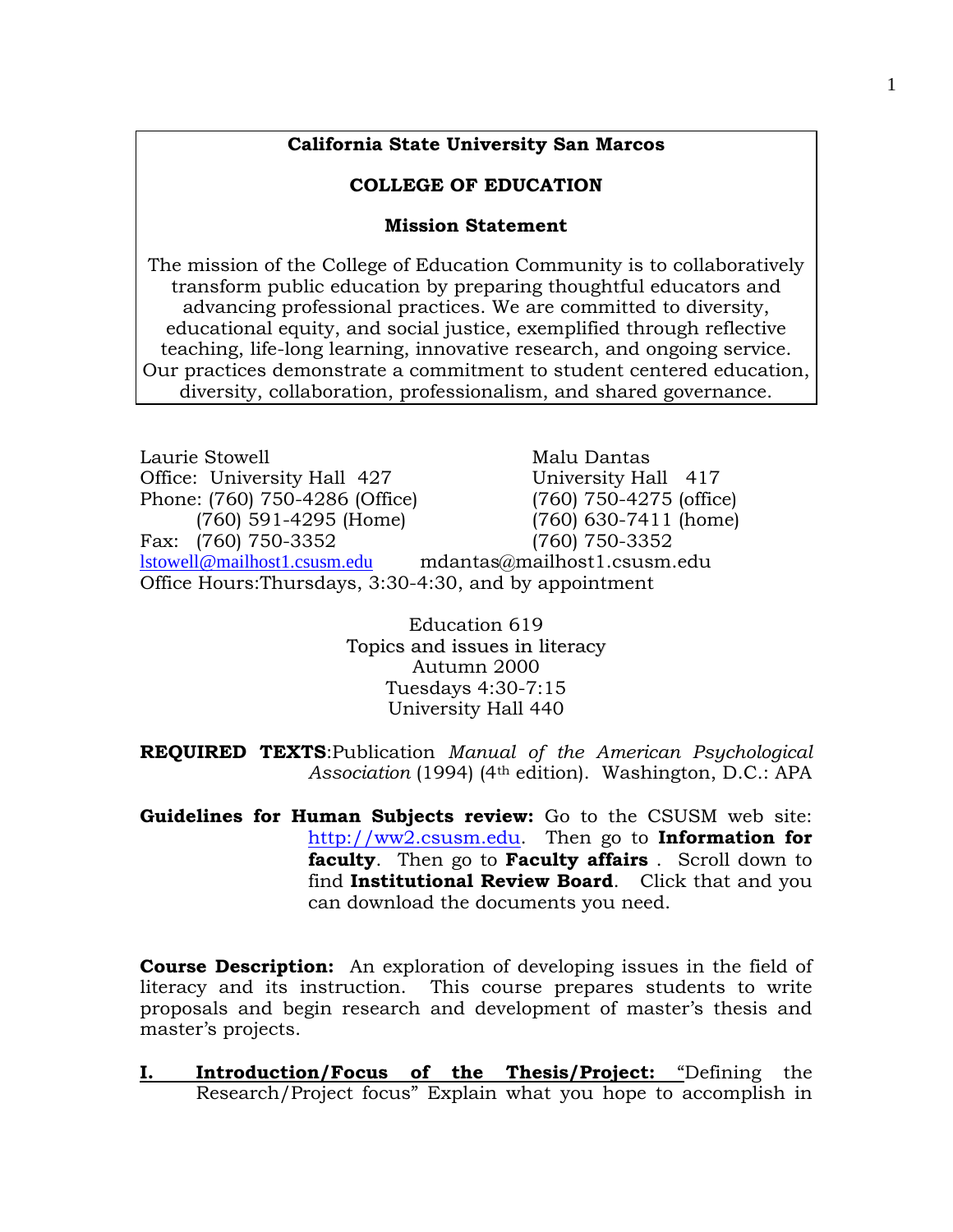**California State University San Marcos**

**COLLEGE OF EDUCATION**

**Mission Statement**

The mission of the College of Education Community is to collaboratively transform public education by preparing thoughtful educators and advancing professional practices. We are committed to diversity, educational equity, and social justice, exemplified through reflective teaching, life-long learning, innovative research, and ongoing service. Our practices demonstrate a commitment to student centered education, diversity, collaboration, professionalism, and shared governance.

| Laurie Stowell | Malu Dantas |
|---|---|
| Office: University Hall 427 | University Hall 417 |
| Phone: (760) 750-4286 (Office) | (760) 750-4275 (office) |
| (760) 591-4295 (Home) | (760) 630-7411 (home) |
| Fax: (760) 750-3352 | (760) 750-3352 |
| lstowell@mailhost1.csusm.edu | mdantas@mailhost1.csusm.edu |

Office Hours:Thursdays, 3:30-4:30, and by appointment

Education 619
Topics and issues in literacy
Autumn 2000
Tuesdays 4:30-7:15
University Hall 440

**REQUIRED TEXTS**:Publication *Manual of the American Psychological Association* (1994) (4th edition). Washington, D.C.: APA

**Guidelines for Human Subjects review:** Go to the CSUSM web site: http://ww2.csusm.edu. Then go to **Information for faculty**. Then go to **Faculty affairs** . Scroll down to find **Institutional Review Board**. Click that and you can download the documents you need.

**Course Description:** An exploration of developing issues in the field of literacy and its instruction. This course prepares students to write proposals and begin research and development of master's thesis and master's projects.

**I. Introduction/Focus of the Thesis/Project:** "Defining the Research/Project focus" Explain what you hope to accomplish in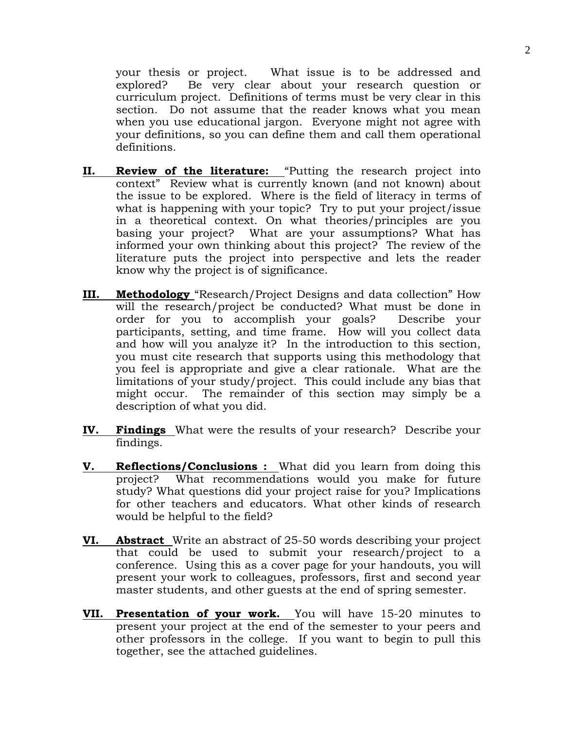your thesis or project. What issue is to be addressed and explored? Be very clear about your research question or curriculum project. Definitions of terms must be very clear in this section. Do not assume that the reader knows what you mean when you use educational jargon. Everyone might not agree with your definitions, so you can define them and call them operational definitions.

**II. Review of the literature:** "Putting the research project into context" Review what is currently known (and not known) about the issue to be explored. Where is the field of literacy in terms of what is happening with your topic? Try to put your project/issue in a theoretical context. On what theories/principles are you basing your project? What are your assumptions? What has informed your own thinking about this project? The review of the literature puts the project into perspective and lets the reader know why the project is of significance.

**III. Methodology** "Research/Project Designs and data collection" How will the research/project be conducted? What must be done in order for you to accomplish your goals? Describe your participants, setting, and time frame. How will you collect data and how will you analyze it? In the introduction to this section, you must cite research that supports using this methodology that you feel is appropriate and give a clear rationale. What are the limitations of your study/project. This could include any bias that might occur. The remainder of this section may simply be a description of what you did.

**IV. Findings** What were the results of your research? Describe your findings.

**V. Reflections/Conclusions :** What did you learn from doing this project? What recommendations would you make for future study? What questions did your project raise for you? Implications for other teachers and educators. What other kinds of research would be helpful to the field?

**VI. Abstract** Write an abstract of 25-50 words describing your project that could be used to submit your research/project to a conference. Using this as a cover page for your handouts, you will present your work to colleagues, professors, first and second year master students, and other guests at the end of spring semester.

**VII. Presentation of your work.** You will have 15-20 minutes to present your project at the end of the semester to your peers and other professors in the college. If you want to begin to pull this together, see the attached guidelines.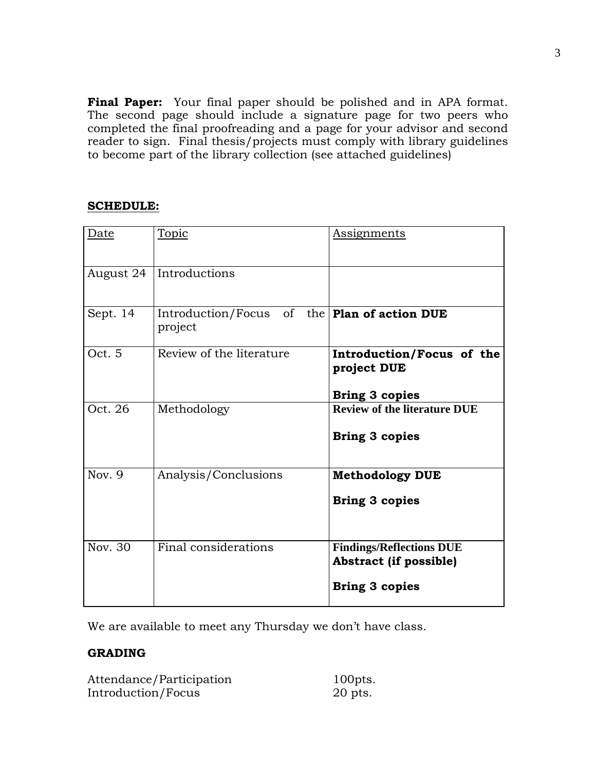**Final Paper:** Your final paper should be polished and in APA format. The second page should include a signature page for two peers who completed the final proofreading and a page for your advisor and second reader to sign. Final thesis/projects must comply with library guidelines to become part of the library collection (see attached guidelines)

**SCHEDULE:**

| Date | Topic | Assignments |
|---|---|---|
| August 24 | Introductions | |
| Sept. 14 | Introduction/Focus of the project | **Plan of action DUE** |
| Oct. 5 | Review of the literature | **Introduction/Focus of the project DUE**<br><br>**Bring 3 copies** |
| Oct. 26 | Methodology | **Review of the literature DUE**<br><br>**Bring 3 copies** |
| Nov. 9 | Analysis/Conclusions | **Methodology DUE**<br><br>**Bring 3 copies** |
| Nov. 30 | Final considerations | **Findings/Reflections DUE**<br>**Abstract (if possible)**<br><br>**Bring 3 copies** |

We are available to meet any Thursday we don't have class.

**GRADING**

| | |
|---|---|
| Attendance/Participation | 100pts. |
| Introduction/Focus | 20 pts. |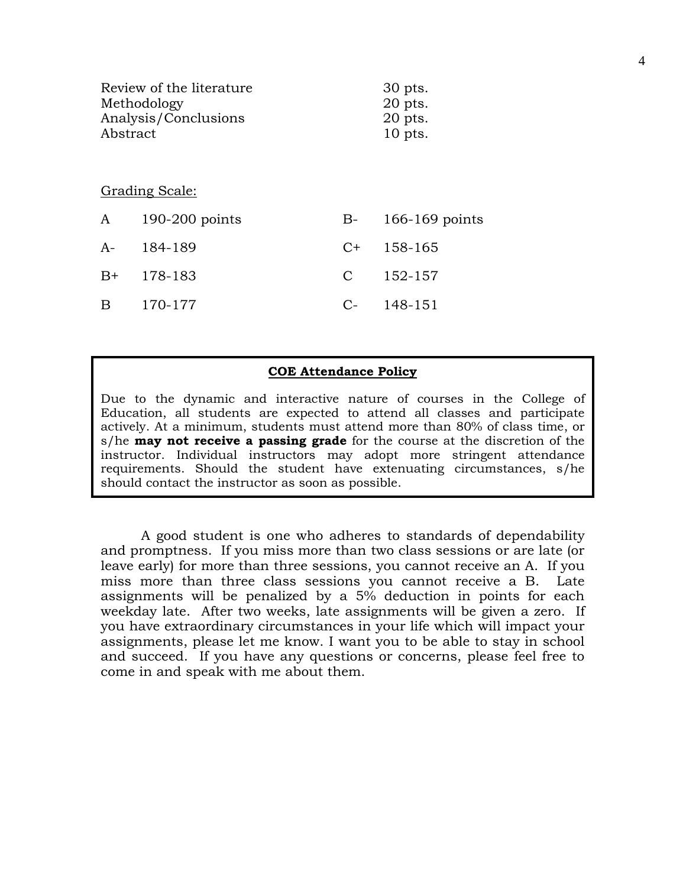| | |
|---|---|
| Review of the literature | 30 pts. |
| Methodology | 20 pts. |
| Analysis/Conclusions | 20 pts. |
| Abstract | 10 pts. |

Grading Scale:

| | | | |
|---|---|---|---|
| A | 190-200 points | B- | 166-169 points |
| A- | 184-189 | C+ | 158-165 |
| B+ | 178-183 | C | 152-157 |
| B | 170-177 | C- | 148-151 |

**COE Attendance Policy**

Due to the dynamic and interactive nature of courses in the College of Education, all students are expected to attend all classes and participate actively. At a minimum, students must attend more than 80% of class time, or s/he **may not receive a passing grade** for the course at the discretion of the instructor. Individual instructors may adopt more stringent attendance requirements. Should the student have extenuating circumstances, s/he should contact the instructor as soon as possible.

A good student is one who adheres to standards of dependability and promptness. If you miss more than two class sessions or are late (or leave early) for more than three sessions, you cannot receive an A. If you miss more than three class sessions you cannot receive a B. Late assignments will be penalized by a 5% deduction in points for each weekday late. After two weeks, late assignments will be given a zero. If you have extraordinary circumstances in your life which will impact your assignments, please let me know. I want you to be able to stay in school and succeed. If you have any questions or concerns, please feel free to come in and speak with me about them.